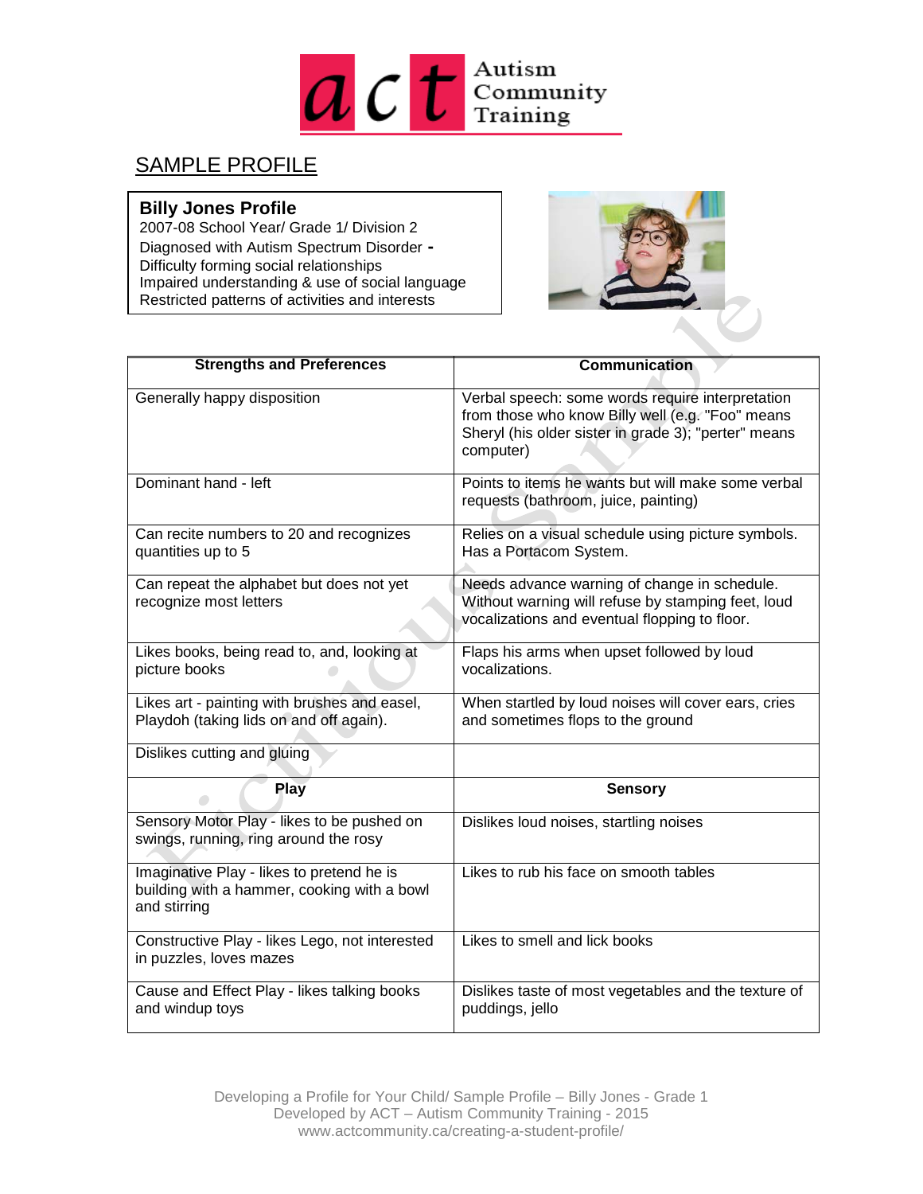Autism Community Training

## SAMPLE PROFILE

**Billy Jones Profile**
2007-08 School Year/ Grade 1/ Division 2
Diagnosed with Autism Spectrum Disorder -
Difficulty forming social relationships
Impaired understanding & use of social language
Restricted patterns of activities and interests

| Strengths and Preferences | Communication |
| --- | --- |
| Generally happy disposition | Verbal speech: some words require interpretation from those who know Billy well (e.g. "Foo" means Sheryl (his older sister in grade 3); "perter" means computer) |
| Dominant hand - left | Points to items he wants but will make some verbal requests (bathroom, juice, painting) |
| Can recite numbers to 20 and recognizes quantities up to 5 | Relies on a visual schedule using picture symbols. Has a Portacom System. |
| Can repeat the alphabet but does not yet recognize most letters | Needs advance warning of change in schedule. Without warning will refuse by stamping feet, loud vocalizations and eventual flopping to floor. |
| Likes books, being read to, and, looking at picture books | Flaps his arms when upset followed by loud vocalizations. |
| Likes art - painting with brushes and easel, Playdoh (taking lids on and off again). | When startled by loud noises will cover ears, cries and sometimes flops to the ground |
| Dislikes cutting and gluing | |
| **Play** | **Sensory** |
| Sensory Motor Play - likes to be pushed on swings, running, ring around the rosy | Dislikes loud noises, startling noises |
| Imaginative Play - likes to pretend he is building with a hammer, cooking with a bowl and stirring | Likes to rub his face on smooth tables |
| Constructive Play - likes Lego, not interested in puzzles, loves mazes | Likes to smell and lick books |
| Cause and Effect Play - likes talking books and windup toys | Dislikes taste of most vegetables and the texture of puddings, jello |

Developing a Profile for Your Child/ Sample Profile – Billy Jones - Grade 1
Developed by ACT – Autism Community Training - 2015
www.actcommunity.ca/creating-a-student-profile/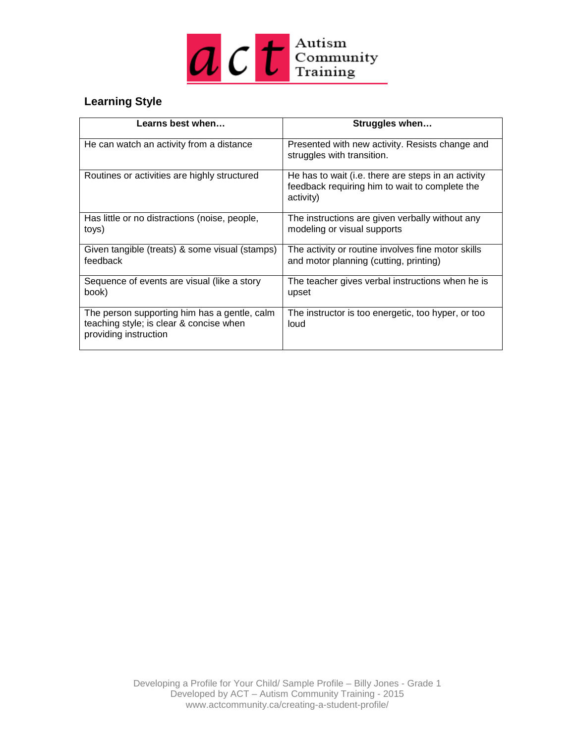## Learning Style

| Learns best when… | Struggles when… |
|---|---|
| He can watch an activity from a distance | Presented with new activity. Resists change and struggles with transition. |
| Routines or activities are highly structured | He has to wait (i.e. there are steps in an activity feedback requiring him to wait to complete the activity) |
| Has little or no distractions (noise, people, toys) | The instructions are given verbally without any modeling or visual supports |
| Given tangible (treats) & some visual (stamps) feedback | The activity or routine involves fine motor skills and motor planning (cutting, printing) |
| Sequence of events are visual (like a story book) | The teacher gives verbal instructions when he is upset |
| The person supporting him has a gentle, calm teaching style; is clear & concise when providing instruction | The instructor is too energetic, too hyper, or too loud |